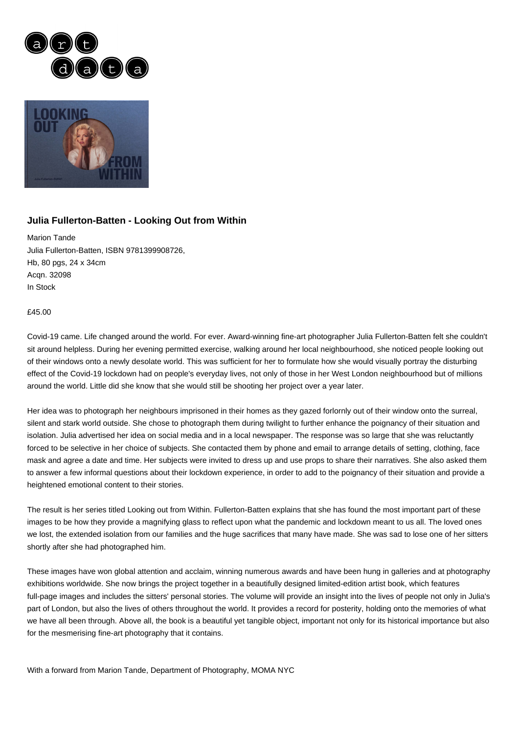### Julia Fullerton-Batten - Looking Out from Within

Marion Tande
Julia Fullerton-Batten, ISBN 9781399908726,
Hb, 80 pgs, 24 x 34cm
Acqn. 32098
In Stock

£45.00

Covid-19 came. Life changed around the world. For ever. Award-winning fine-art photographer Julia Fullerton-Batten felt she couldn't sit around helpless. During her evening permitted exercise, walking around her local neighbourhood, she noticed people looking out of their windows onto a newly desolate world. This was sufficient for her to formulate how she would visually portray the disturbing effect of the Covid-19 lockdown had on people's everyday lives, not only of those in her West London neighbourhood but of millions around the world. Little did she know that she would still be shooting her project over a year later.

Her idea was to photograph her neighbours imprisoned in their homes as they gazed forlornly out of their window onto the surreal, silent and stark world outside. She chose to photograph them during twilight to further enhance the poignancy of their situation and isolation. Julia advertised her idea on social media and in a local newspaper. The response was so large that she was reluctantly forced to be selective in her choice of subjects. She contacted them by phone and email to arrange details of setting, clothing, face mask and agree a date and time. Her subjects were invited to dress up and use props to share their narratives. She also asked them to answer a few informal questions about their lockdown experience, in order to add to the poignancy of their situation and provide a heightened emotional content to their stories.

The result is her series titled Looking out from Within. Fullerton-Batten explains that she has found the most important part of these images to be how they provide a magnifying glass to reflect upon what the pandemic and lockdown meant to us all. The loved ones we lost, the extended isolation from our families and the huge sacrifices that many have made. She was sad to lose one of her sitters shortly after she had photographed him.

These images have won global attention and acclaim, winning numerous awards and have been hung in galleries and at photography exhibitions worldwide. She now brings the project together in a beautifully designed limited-edition artist book, which features full-page images and includes the sitters' personal stories. The volume will provide an insight into the lives of people not only in Julia's part of London, but also the lives of others throughout the world. It provides a record for posterity, holding onto the memories of what we have all been through. Above all, the book is a beautiful yet tangible object, important not only for its historical importance but also for the mesmerising fine-art photography that it contains.

With a forward from Marion Tande, Department of Photography, MOMA NYC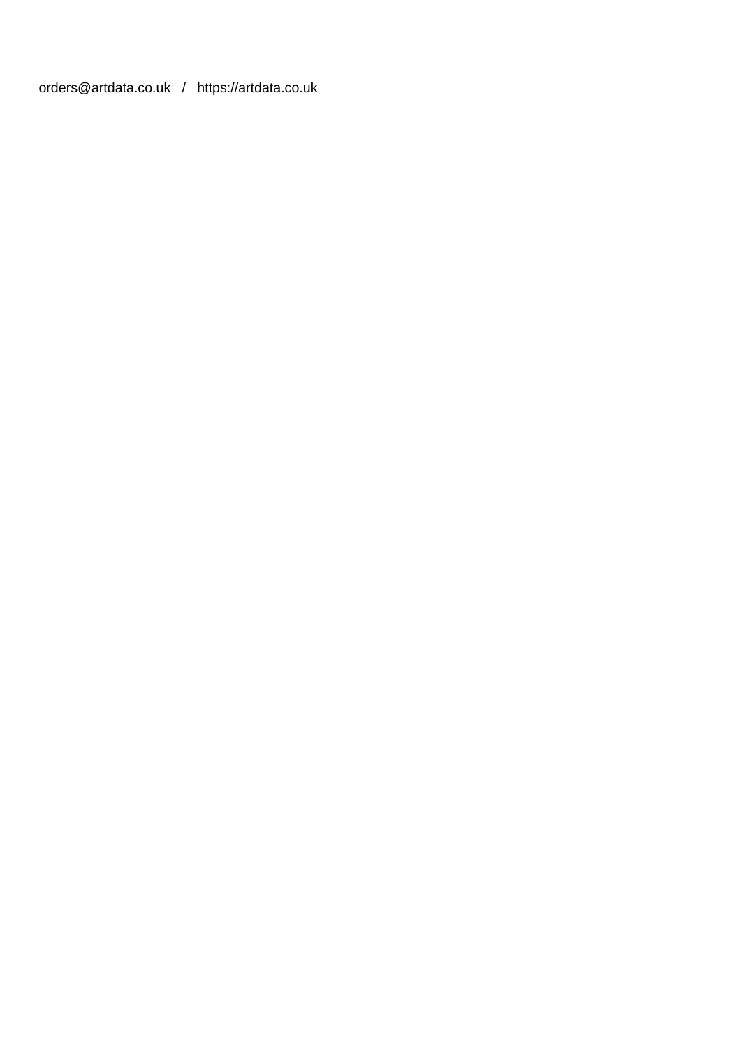orders@artdata.co.uk / https://artdata.co.uk